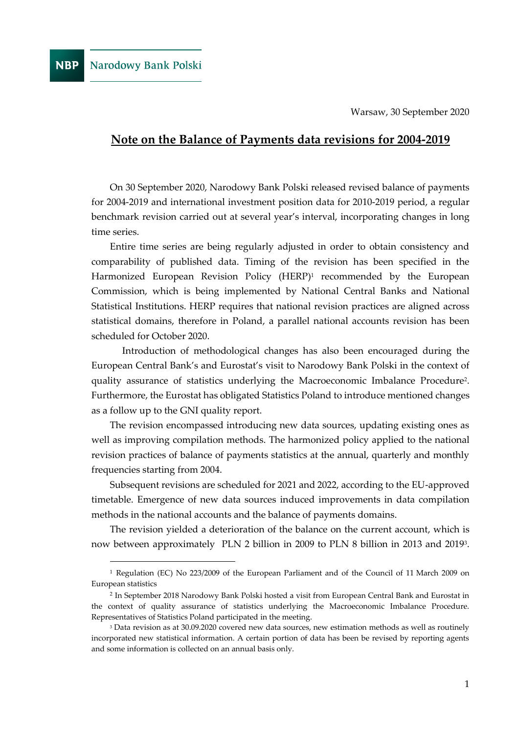NBP Narodowy Bank Polski

Warsaw, 30 September 2020

# Note on the Balance of Payments data revisions for 2004-2019

On 30 September 2020, Narodowy Bank Polski released revised balance of payments for 2004-2019 and international investment position data for 2010-2019 period, a regular benchmark revision carried out at several year's interval, incorporating changes in long time series.

Entire time series are being regularly adjusted in order to obtain consistency and comparability of published data. Timing of the revision has been specified in the Harmonized European Revision Policy (HERP)[1] recommended by the European Commission, which is being implemented by National Central Banks and National Statistical Institutions. HERP requires that national revision practices are aligned across statistical domains, therefore in Poland, a parallel national accounts revision has been scheduled for October 2020.

Introduction of methodological changes has also been encouraged during the European Central Bank's and Eurostat's visit to Narodowy Bank Polski in the context of quality assurance of statistics underlying the Macroeconomic Imbalance Procedure[2]. Furthermore, the Eurostat has obligated Statistics Poland to introduce mentioned changes as a follow up to the GNI quality report.

The revision encompassed introducing new data sources, updating existing ones as well as improving compilation methods. The harmonized policy applied to the national revision practices of balance of payments statistics at the annual, quarterly and monthly frequencies starting from 2004.

Subsequent revisions are scheduled for 2021 and 2022, according to the EU-approved timetable. Emergence of new data sources induced improvements in data compilation methods in the national accounts and the balance of payments domains.

The revision yielded a deterioration of the balance on the current account, which is now between approximately PLN 2 billion in 2009 to PLN 8 billion in 2013 and 2019[3].

---

[1] Regulation (EC) No 223/2009 of the European Parliament and of the Council of 11 March 2009 on European statistics

[2] In September 2018 Narodowy Bank Polski hosted a visit from European Central Bank and Eurostat in the context of quality assurance of statistics underlying the Macroeconomic Imbalance Procedure. Representatives of Statistics Poland participated in the meeting.

[3] Data revision as at 30.09.2020 covered new data sources, new estimation methods as well as routinely incorporated new statistical information. A certain portion of data has been be revised by reporting agents and some information is collected on an annual basis only.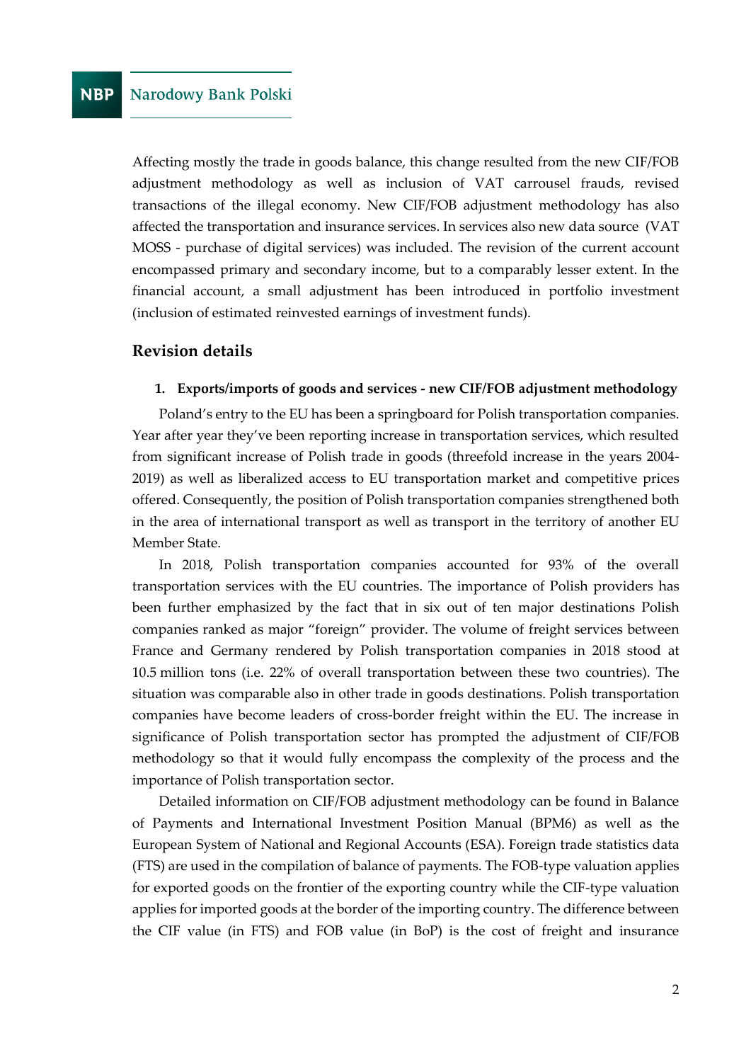Affecting mostly the trade in goods balance, this change resulted from the new CIF/FOB adjustment methodology as well as inclusion of VAT carrousel frauds, revised transactions of the illegal economy. New CIF/FOB adjustment methodology has also affected the transportation and insurance services. In services also new data source (VAT MOSS - purchase of digital services) was included. The revision of the current account encompassed primary and secondary income, but to a comparably lesser extent. In the financial account, a small adjustment has been introduced in portfolio investment (inclusion of estimated reinvested earnings of investment funds).

## Revision details

**1. Exports/imports of goods and services - new CIF/FOB adjustment methodology**

Poland's entry to the EU has been a springboard for Polish transportation companies. Year after year they've been reporting increase in transportation services, which resulted from significant increase of Polish trade in goods (threefold increase in the years 2004-2019) as well as liberalized access to EU transportation market and competitive prices offered. Consequently, the position of Polish transportation companies strengthened both in the area of international transport as well as transport in the territory of another EU Member State.

In 2018, Polish transportation companies accounted for 93% of the overall transportation services with the EU countries. The importance of Polish providers has been further emphasized by the fact that in six out of ten major destinations Polish companies ranked as major "foreign" provider. The volume of freight services between France and Germany rendered by Polish transportation companies in 2018 stood at 10.5 million tons (i.e. 22% of overall transportation between these two countries). The situation was comparable also in other trade in goods destinations. Polish transportation companies have become leaders of cross-border freight within the EU. The increase in significance of Polish transportation sector has prompted the adjustment of CIF/FOB methodology so that it would fully encompass the complexity of the process and the importance of Polish transportation sector.

Detailed information on CIF/FOB adjustment methodology can be found in Balance of Payments and International Investment Position Manual (BPM6) as well as the European System of National and Regional Accounts (ESA). Foreign trade statistics data (FTS) are used in the compilation of balance of payments. The FOB-type valuation applies for exported goods on the frontier of the exporting country while the CIF-type valuation applies for imported goods at the border of the importing country. The difference between the CIF value (in FTS) and FOB value (in BoP) is the cost of freight and insurance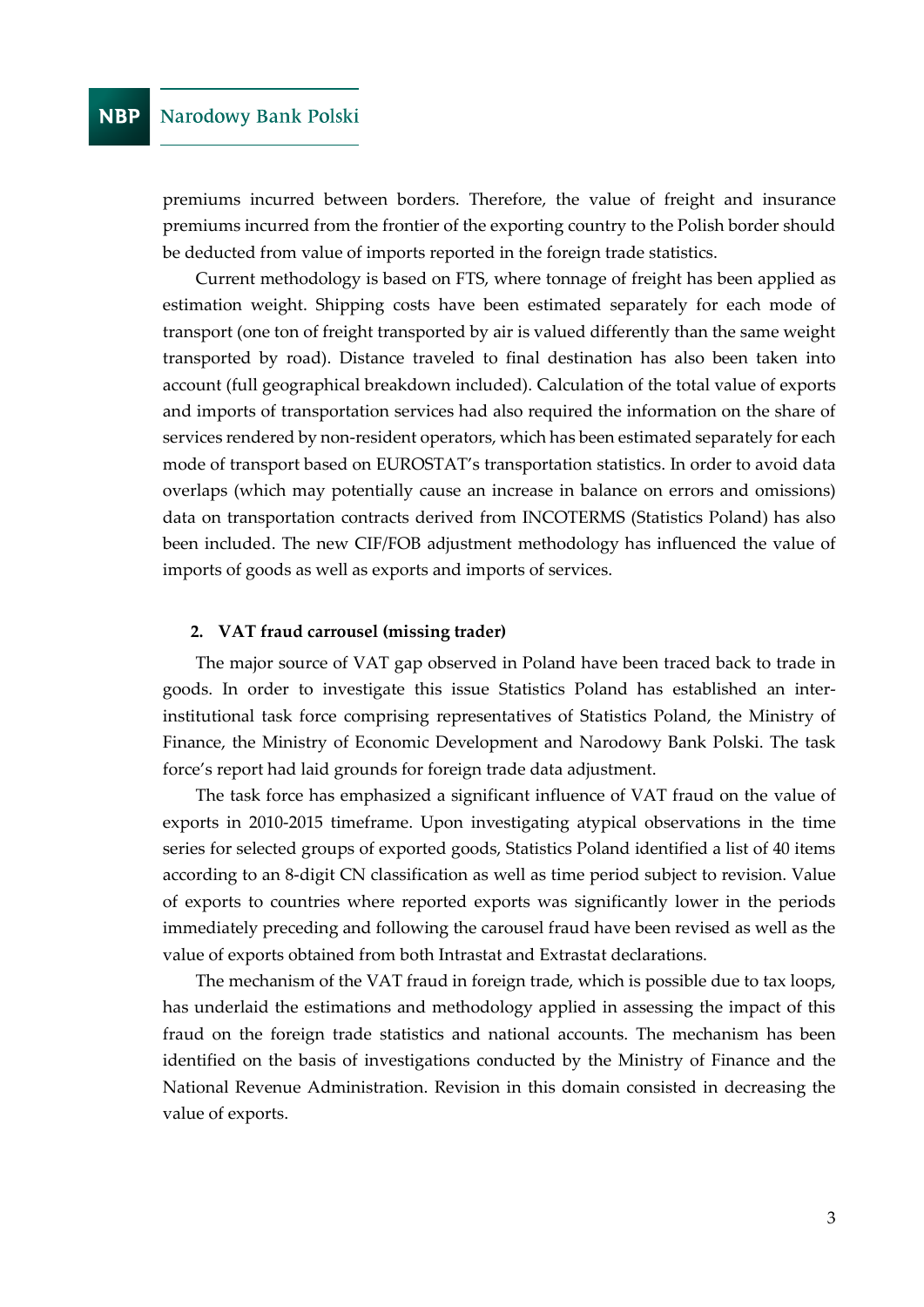premiums incurred between borders. Therefore, the value of freight and insurance premiums incurred from the frontier of the exporting country to the Polish border should be deducted from value of imports reported in the foreign trade statistics.

Current methodology is based on FTS, where tonnage of freight has been applied as estimation weight. Shipping costs have been estimated separately for each mode of transport (one ton of freight transported by air is valued differently than the same weight transported by road). Distance traveled to final destination has also been taken into account (full geographical breakdown included). Calculation of the total value of exports and imports of transportation services had also required the information on the share of services rendered by non-resident operators, which has been estimated separately for each mode of transport based on EUROSTAT's transportation statistics. In order to avoid data overlaps (which may potentially cause an increase in balance on errors and omissions) data on transportation contracts derived from INCOTERMS (Statistics Poland) has also been included. The new CIF/FOB adjustment methodology has influenced the value of imports of goods as well as exports and imports of services.

## 2. VAT fraud carrousel (missing trader)

The major source of VAT gap observed in Poland have been traced back to trade in goods. In order to investigate this issue Statistics Poland has established an inter-institutional task force comprising representatives of Statistics Poland, the Ministry of Finance, the Ministry of Economic Development and Narodowy Bank Polski. The task force's report had laid grounds for foreign trade data adjustment.

The task force has emphasized a significant influence of VAT fraud on the value of exports in 2010-2015 timeframe. Upon investigating atypical observations in the time series for selected groups of exported goods, Statistics Poland identified a list of 40 items according to an 8-digit CN classification as well as time period subject to revision. Value of exports to countries where reported exports was significantly lower in the periods immediately preceding and following the carousel fraud have been revised as well as the value of exports obtained from both Intrastat and Extrastat declarations.

The mechanism of the VAT fraud in foreign trade, which is possible due to tax loops, has underlaid the estimations and methodology applied in assessing the impact of this fraud on the foreign trade statistics and national accounts. The mechanism has been identified on the basis of investigations conducted by the Ministry of Finance and the National Revenue Administration. Revision in this domain consisted in decreasing the value of exports.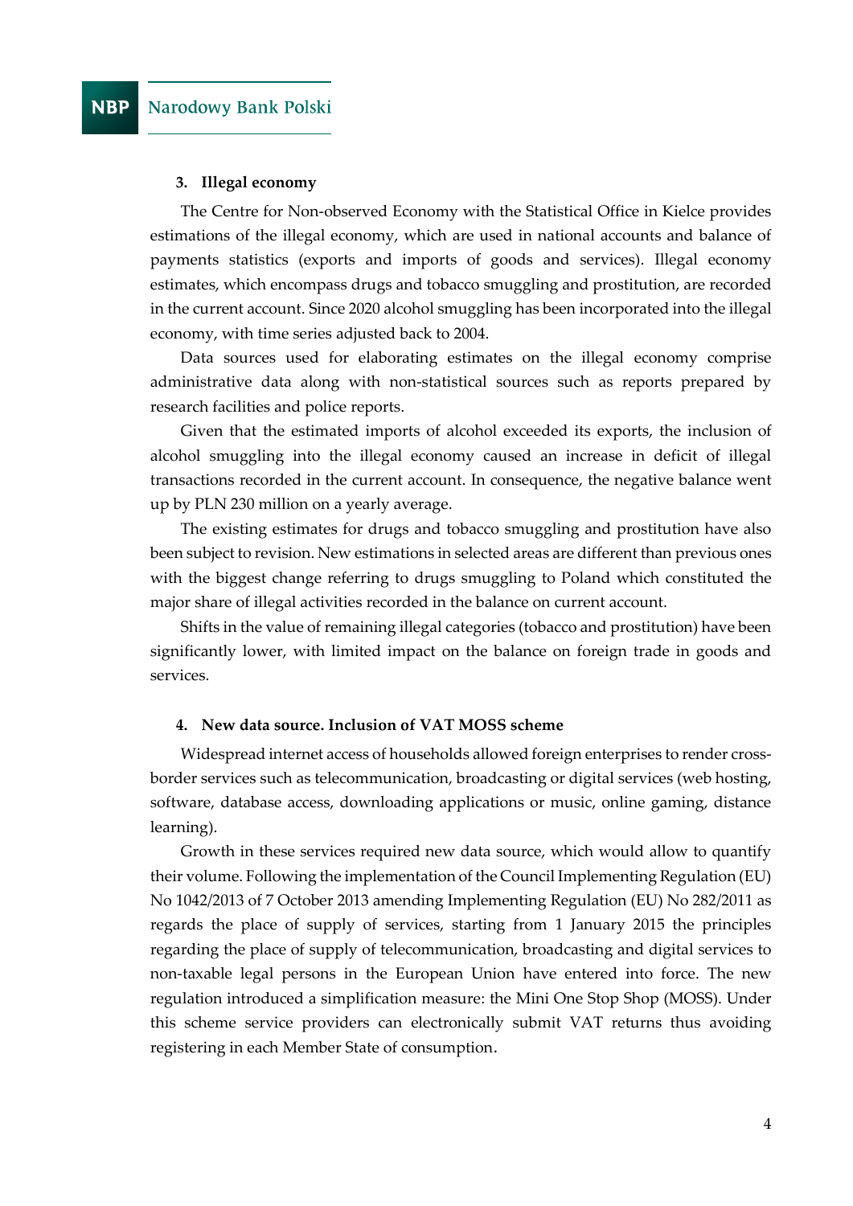### 3. Illegal economy

The Centre for Non-observed Economy with the Statistical Office in Kielce provides estimations of the illegal economy, which are used in national accounts and balance of payments statistics (exports and imports of goods and services). Illegal economy estimates, which encompass drugs and tobacco smuggling and prostitution, are recorded in the current account. Since 2020 alcohol smuggling has been incorporated into the illegal economy, with time series adjusted back to 2004.

Data sources used for elaborating estimates on the illegal economy comprise administrative data along with non-statistical sources such as reports prepared by research facilities and police reports.

Given that the estimated imports of alcohol exceeded its exports, the inclusion of alcohol smuggling into the illegal economy caused an increase in deficit of illegal transactions recorded in the current account. In consequence, the negative balance went up by PLN 230 million on a yearly average.

The existing estimates for drugs and tobacco smuggling and prostitution have also been subject to revision. New estimations in selected areas are different than previous ones with the biggest change referring to drugs smuggling to Poland which constituted the major share of illegal activities recorded in the balance on current account.

Shifts in the value of remaining illegal categories (tobacco and prostitution) have been significantly lower, with limited impact on the balance on foreign trade in goods and services.

### 4. New data source. Inclusion of VAT MOSS scheme

Widespread internet access of households allowed foreign enterprises to render cross-border services such as telecommunication, broadcasting or digital services (web hosting, software, database access, downloading applications or music, online gaming, distance learning).

Growth in these services required new data source, which would allow to quantify their volume. Following the implementation of the Council Implementing Regulation (EU) No 1042/2013 of 7 October 2013 amending Implementing Regulation (EU) No 282/2011 as regards the place of supply of services, starting from 1 January 2015 the principles regarding the place of supply of telecommunication, broadcasting and digital services to non-taxable legal persons in the European Union have entered into force. The new regulation introduced a simplification measure: the Mini One Stop Shop (MOSS). Under this scheme service providers can electronically submit VAT returns thus avoiding registering in each Member State of consumption.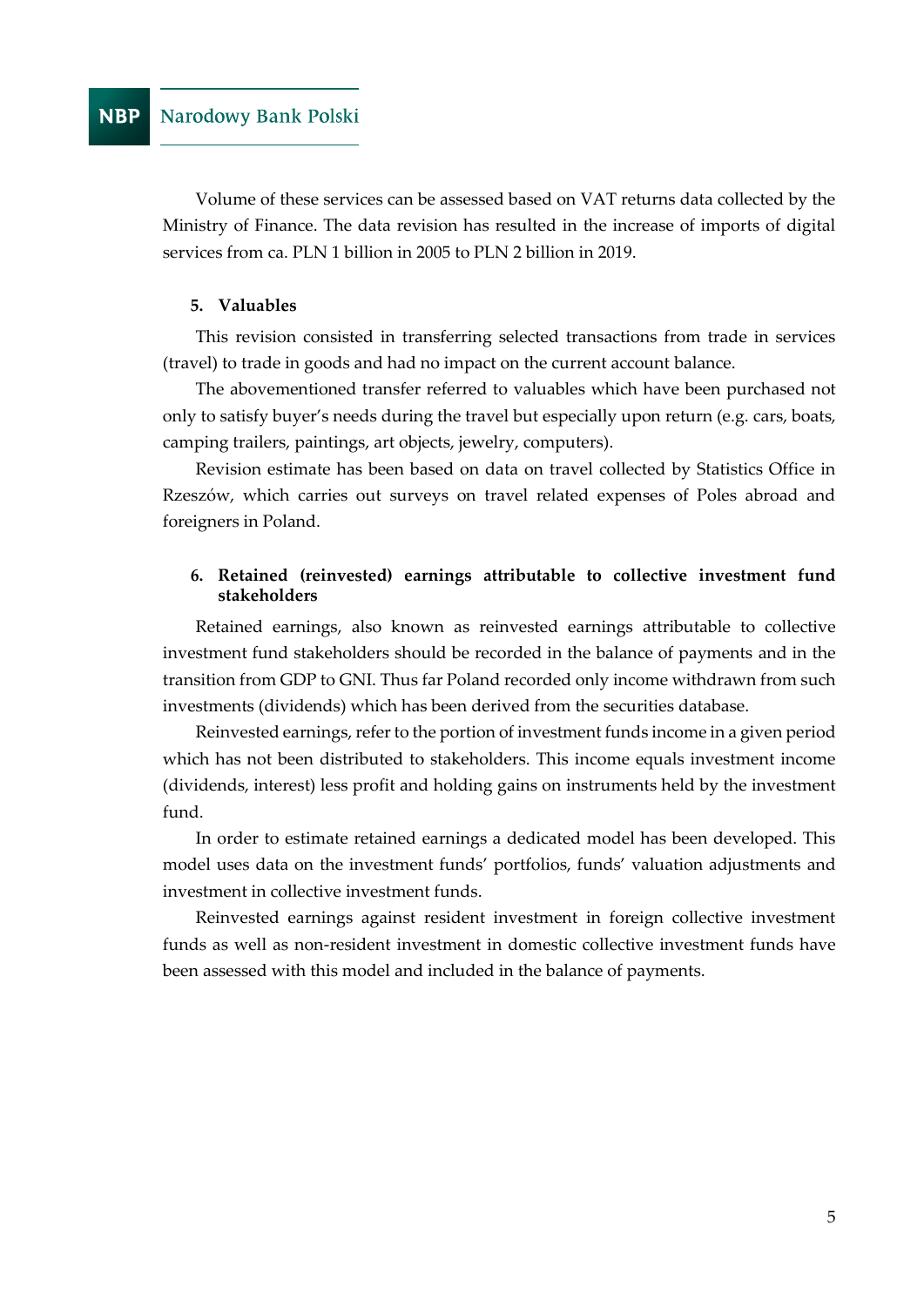Volume of these services can be assessed based on VAT returns data collected by the Ministry of Finance. The data revision has resulted in the increase of imports of digital services from ca. PLN 1 billion in 2005 to PLN 2 billion in 2019.

### 5. Valuables

This revision consisted in transferring selected transactions from trade in services (travel) to trade in goods and had no impact on the current account balance.

The abovementioned transfer referred to valuables which have been purchased not only to satisfy buyer's needs during the travel but especially upon return (e.g. cars, boats, camping trailers, paintings, art objects, jewelry, computers).

Revision estimate has been based on data on travel collected by Statistics Office in Rzeszów, which carries out surveys on travel related expenses of Poles abroad and foreigners in Poland.

### 6. Retained (reinvested) earnings attributable to collective investment fund stakeholders

Retained earnings, also known as reinvested earnings attributable to collective investment fund stakeholders should be recorded in the balance of payments and in the transition from GDP to GNI. Thus far Poland recorded only income withdrawn from such investments (dividends) which has been derived from the securities database.

Reinvested earnings, refer to the portion of investment funds income in a given period which has not been distributed to stakeholders. This income equals investment income (dividends, interest) less profit and holding gains on instruments held by the investment fund.

In order to estimate retained earnings a dedicated model has been developed. This model uses data on the investment funds' portfolios, funds' valuation adjustments and investment in collective investment funds.

Reinvested earnings against resident investment in foreign collective investment funds as well as non-resident investment in domestic collective investment funds have been assessed with this model and included in the balance of payments.